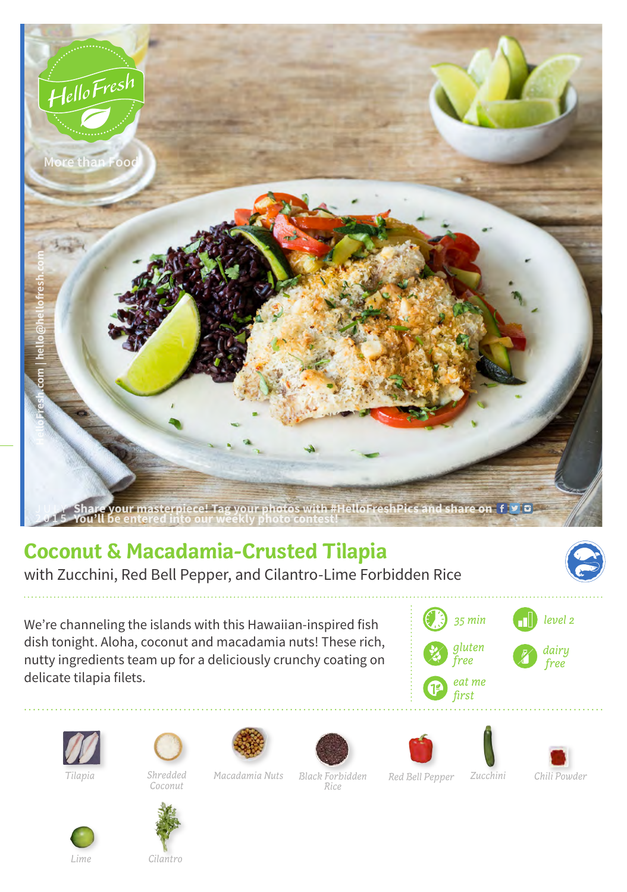HelloFresh

More than Food

HelloFresh.com | hello@hellofresh.com

JULY 2015 Share your masterpiece! Tag your photos with #HelloFreshPics and share on
You'll be entered into our weekly photo contest!

# Coconut & Macadamia-Crusted Tilapia

with Zucchini, Red Bell Pepper, and Cilantro-Lime Forbidden Rice

We're channeling the islands with this Hawaiian-inspired fish dish tonight. Aloha, coconut and macadamia nuts! These rich, nutty ingredients team up for a deliciously crunchy coating on delicate tilapia filets.

- *35 min*
- *level 2*
- *gluten free*
- *dairy free*
- *eat me first*

*Tilapia*

*Shredded Coconut*

*Macadamia Nuts*

*Black Forbidden Rice*

*Red Bell Pepper*

*Zucchini*

*Chili Powder*

*Lime*

*Cilantro*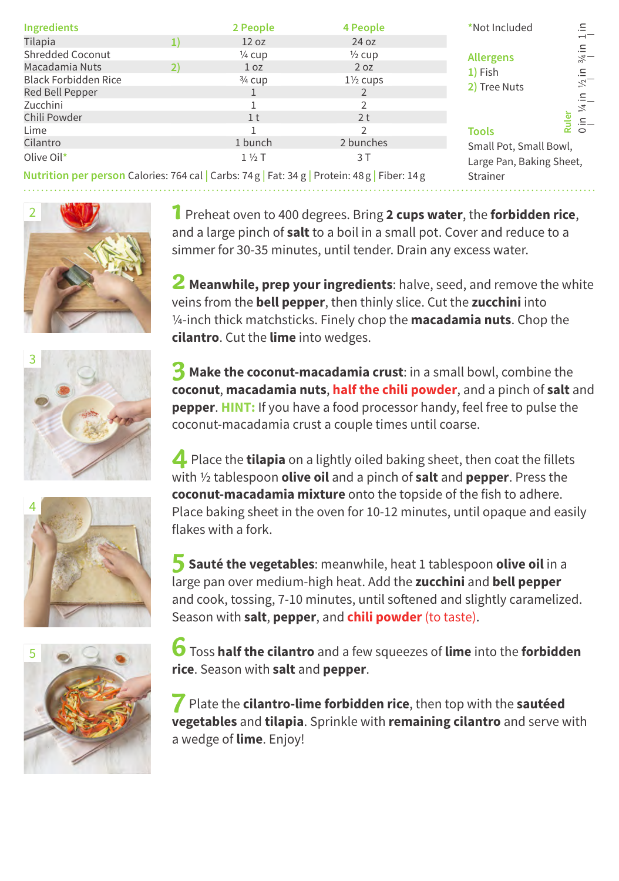| Ingredients | | 2 People | 4 People |
| --- | --- | --- | --- |
| Tilapia | 1) | 12 oz | 24 oz |
| Shredded Coconut | | ¼ cup | ½ cup |
| Macadamia Nuts | 2) | 1 oz | 2 oz |
| Black Forbidden Rice | | ¾ cup | 1½ cups |
| Red Bell Pepper | | 1 | 2 |
| Zucchini | | 1 | 2 |
| Chili Powder | | 1 t | 2 t |
| Lime | | 1 | 2 |
| Cilantro | | 1 bunch | 2 bunches |
| Olive Oil* | | 1 ½ T | 3 T |

**Nutrition per person** Calories: 764 cal | Carbs: 74 g | Fat: 34 g | Protein: 48 g | Fiber: 14 g

*Not Included

**Allergens**
1) Fish
2) Tree Nuts

**Tools**
Small Pot, Small Bowl, Large Pan, Baking Sheet, Strainer

Ruler: 0 in ¼ in ½ in ¾ in 1 in

**1** Preheat oven to 400 degrees. Bring **2 cups water**, the **forbidden rice**, and a large pinch of **salt** to a boil in a small pot. Cover and reduce to a simmer for 30-35 minutes, until tender. Drain any excess water.

**2** **Meanwhile, prep your ingredients**: halve, seed, and remove the white veins from the **bell pepper**, then thinly slice. Cut the **zucchini** into ¼-inch thick matchsticks. Finely chop the **macadamia nuts**. Chop the **cilantro**. Cut the **lime** into wedges.

**3** **Make the coconut-macadamia crust**: in a small bowl, combine the **coconut**, **macadamia nuts**, **half the chili powder**, and a pinch of **salt** and **pepper**. **HINT:** If you have a food processor handy, feel free to pulse the coconut-macadamia crust a couple times until coarse.

**4** Place the **tilapia** on a lightly oiled baking sheet, then coat the fillets with ½ tablespoon **olive oil** and a pinch of **salt** and **pepper**. Press the **coconut-macadamia mixture** onto the topside of the fish to adhere. Place baking sheet in the oven for 10-12 minutes, until opaque and easily flakes with a fork.

**5** **Sauté the vegetables**: meanwhile, heat 1 tablespoon **olive oil** in a large pan over medium-high heat. Add the **zucchini** and **bell pepper** and cook, tossing, 7-10 minutes, until softened and slightly caramelized. Season with **salt**, **pepper**, and **chili powder** (to taste).

**6** Toss **half the cilantro** and a few squeezes of **lime** into the **forbidden rice**. Season with **salt** and **pepper**.

**7** Plate the **cilantro-lime forbidden rice**, then top with the **sautéed vegetables** and **tilapia**. Sprinkle with **remaining cilantro** and serve with a wedge of **lime**. Enjoy!